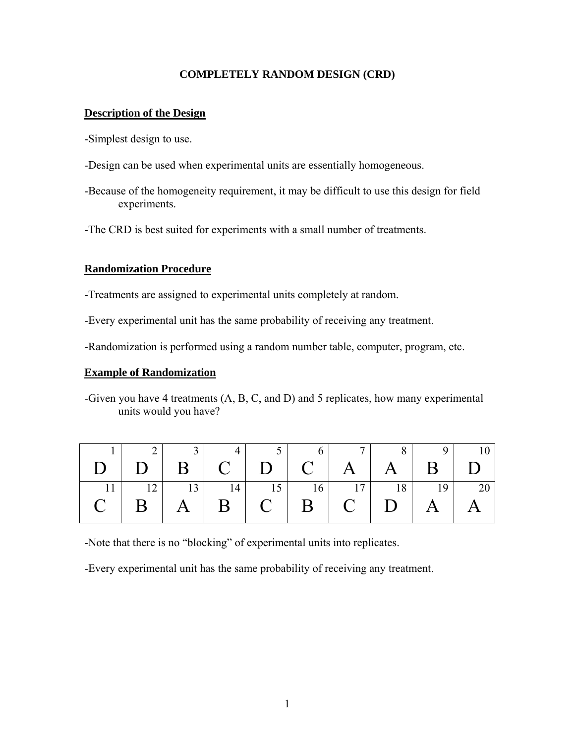# COMPLETELY RANDOM DESIGN (CRD)

## Description of the Design

-Simplest design to use.

-Design can be used when experimental units are essentially homogeneous.

-Because of the homogeneity requirement, it may be difficult to use this design for field experiments.

-The CRD is best suited for experiments with a small number of treatments.

## Randomization Procedure

-Treatments are assigned to experimental units completely at random.

-Every experimental unit has the same probability of receiving any treatment.

-Randomization is performed using a random number table, computer, program, etc.

## Example of Randomization

-Given you have 4 treatments (A, B, C, and D) and 5 replicates, how many experimental units would you have?

| 1 | 2 | 3 | 4 | 5 | 6 | 7 | 8 | 9 | 10 |
|---|---|---|---|---|---|---|---|---|---|
| D | D | B | C | D | C | A | A | B | D |
| 11 | 12 | 13 | 14 | 15 | 16 | 17 | 18 | 19 | 20 |
| C | B | A | B | C | B | C | D | A | A |

-Note that there is no "blocking" of experimental units into replicates.

-Every experimental unit has the same probability of receiving any treatment.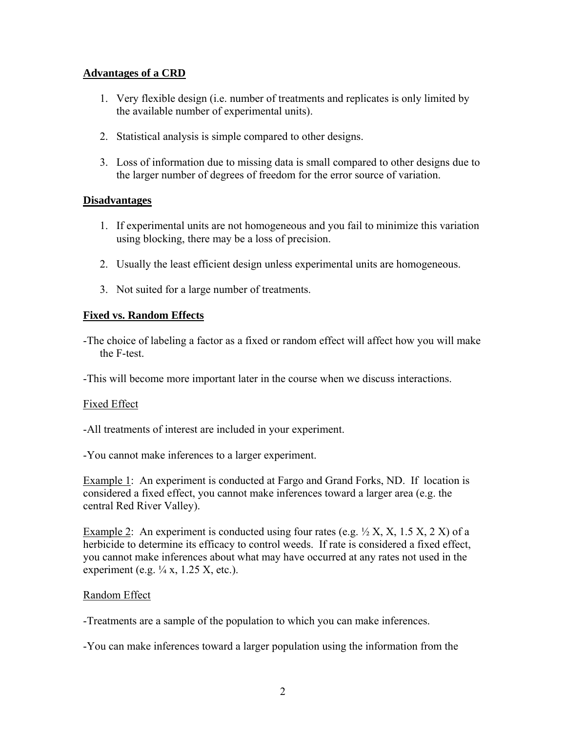**Advantages of a CRD**

1. Very flexible design (i.e. number of treatments and replicates is only limited by the available number of experimental units).

2. Statistical analysis is simple compared to other designs.

3. Loss of information due to missing data is small compared to other designs due to the larger number of degrees of freedom for the error source of variation.

**Disadvantages**

1. If experimental units are not homogeneous and you fail to minimize this variation using blocking, there may be a loss of precision.

2. Usually the least efficient design unless experimental units are homogeneous.

3. Not suited for a large number of treatments.

**Fixed vs. Random Effects**

-The choice of labeling a factor as a fixed or random effect will affect how you will make the F-test.

-This will become more important later in the course when we discuss interactions.

Fixed Effect

-All treatments of interest are included in your experiment.

-You cannot make inferences to a larger experiment.

Example 1: An experiment is conducted at Fargo and Grand Forks, ND. If location is considered a fixed effect, you cannot make inferences toward a larger area (e.g. the central Red River Valley).

Example 2: An experiment is conducted using four rates (e.g. ½ X, X, 1.5 X, 2 X) of a herbicide to determine its efficacy to control weeds. If rate is considered a fixed effect, you cannot make inferences about what may have occurred at any rates not used in the experiment (e.g. ¼ x, 1.25 X, etc.).

Random Effect

-Treatments are a sample of the population to which you can make inferences.

-You can make inferences toward a larger population using the information from the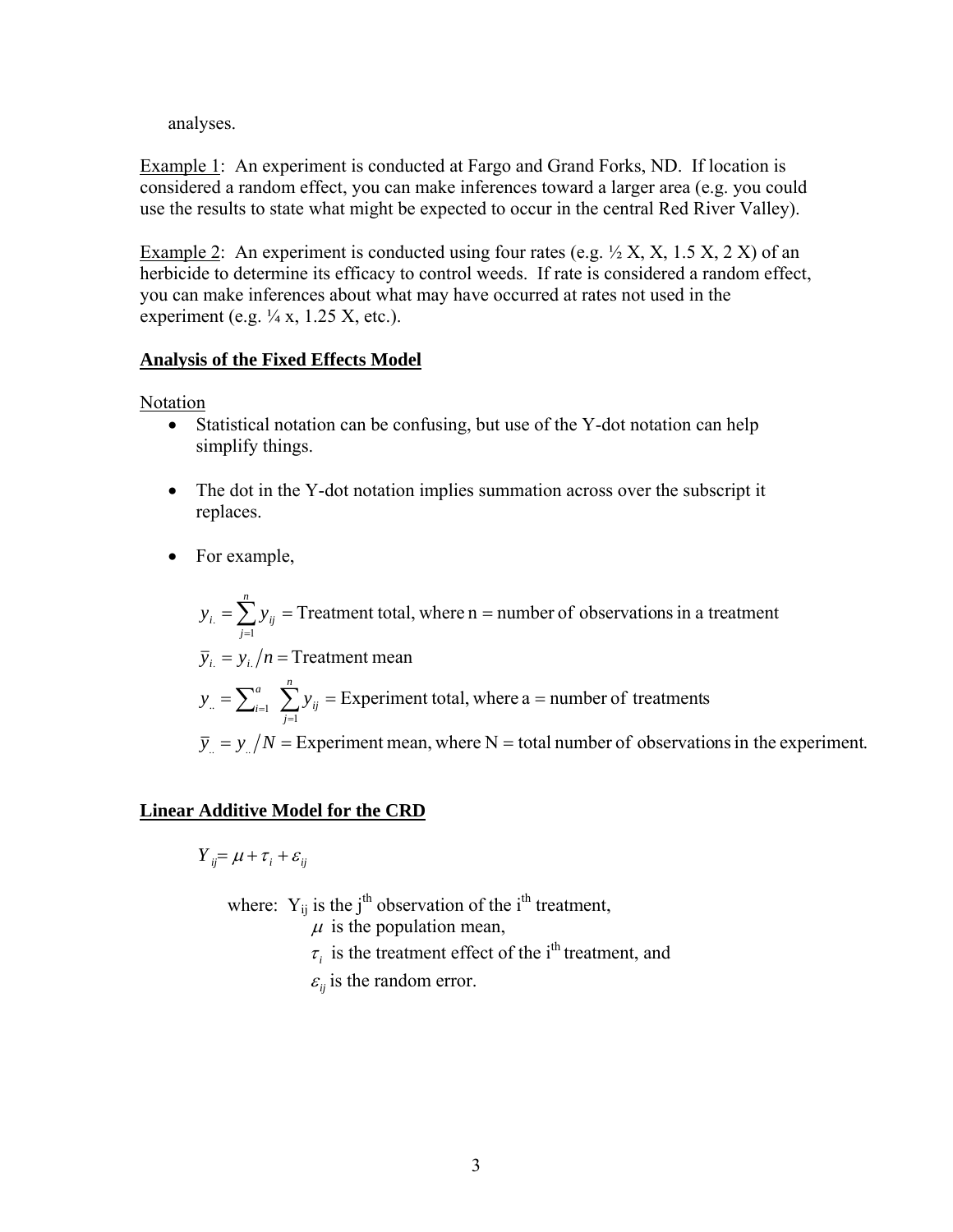analyses.

Example 1: An experiment is conducted at Fargo and Grand Forks, ND. If location is considered a random effect, you can make inferences toward a larger area (e.g. you could use the results to state what might be expected to occur in the central Red River Valley).

Example 2: An experiment is conducted using four rates (e.g. ½ X, X, 1.5 X, 2 X) of an herbicide to determine its efficacy to control weeds. If rate is considered a random effect, you can make inferences about what may have occurred at rates not used in the experiment (e.g. ¼ x, 1.25 X, etc.).

## Analysis of the Fixed Effects Model

Notation

- Statistical notation can be confusing, but use of the Y-dot notation can help simplify things.
- The dot in the Y-dot notation implies summation across over the subscript it replaces.
- For example,

$$y_{i.} = \sum_{j=1}^{n} y_{ij} = \text{Treatment total, where n = number of observations in a treatment}$$

$$\bar{y}_{i.} = y_{i.} / n = \text{Treatment mean}$$

$$y_{..} = \sum_{i=1}^{a} \sum_{j=1}^{n} y_{ij} = \text{Experiment total, where a = number of treatments}$$

$$\bar{y}_{..} = y_{..} / N = \text{Experiment mean, where N = total number of observations in the experiment.}$$

## Linear Additive Model for the CRD

$$Y_{ij} = \mu + \tau_i + \varepsilon_{ij}$$

where: $Y_{ij}$ is the $j^{th}$ observation of the $i^{th}$ treatment,
$\mu$ is the population mean,
$\tau_i$ is the treatment effect of the $i^{th}$ treatment, and
$\varepsilon_{ij}$ is the random error.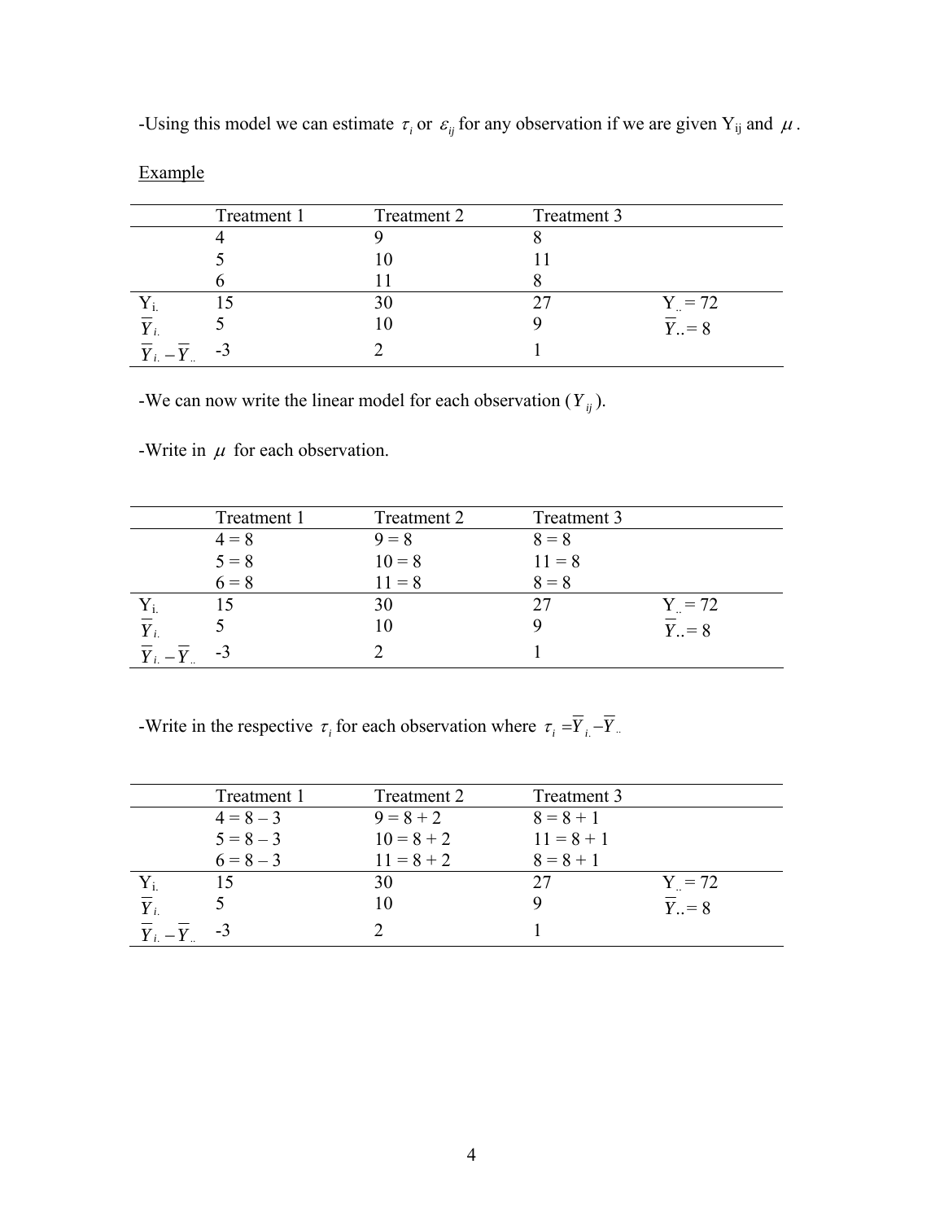-Using this model we can estimate $\tau_i$ or $\varepsilon_{ij}$ for any observation if we are given $Y_{ij}$ and $\mu$.

Example

| | Treatment 1 | Treatment 2 | Treatment 3 | |
|---|---|---|---|---|
| | 4 | 9 | 8 | |
| | 5 | 10 | 11 | |
| | 6 | 11 | 8 | |
| $Y_{i.}$ | 15 | 30 | 27 | $Y_{..} = 72$ |
| $\overline{Y}_{i.}$ | 5 | 10 | 9 | $\overline{Y}_{..} = 8$ |
| $\overline{Y}_{i.} - \overline{Y}_{..}$ | -3 | 2 | 1 | |

-We can now write the linear model for each observation ($Y_{ij}$).

-Write in $\mu$ for each observation.

| | Treatment 1 | Treatment 2 | Treatment 3 | |
|---|---|---|---|---|
| | 4 = 8 | 9 = 8 | 8 = 8 | |
| | 5 = 8 | 10 = 8 | 11 = 8 | |
| | 6 = 8 | 11 = 8 | 8 = 8 | |
| $Y_{i.}$ | 15 | 30 | 27 | $Y_{..} = 72$ |
| $\overline{Y}_{i.}$ | 5 | 10 | 9 | $\overline{Y}_{..} = 8$ |
| $\overline{Y}_{i.} - \overline{Y}_{..}$ | -3 | 2 | 1 | |

-Write in the respective $\tau_i$ for each observation where $\tau_i = \overline{Y}_{i.} - \overline{Y}_{..}$

| | Treatment 1 | Treatment 2 | Treatment 3 | |
|---|---|---|---|---|
| | 4 = 8 – 3 | 9 = 8 + 2 | 8 = 8 + 1 | |
| | 5 = 8 – 3 | 10 = 8 + 2 | 11 = 8 + 1 | |
| | 6 = 8 – 3 | 11 = 8 + 2 | 8 = 8 + 1 | |
| $Y_{i.}$ | 15 | 30 | 27 | $Y_{..} = 72$ |
| $\overline{Y}_{i.}$ | 5 | 10 | 9 | $\overline{Y}_{..} = 8$ |
| $\overline{Y}_{i.} - \overline{Y}_{..}$ | -3 | 2 | 1 | |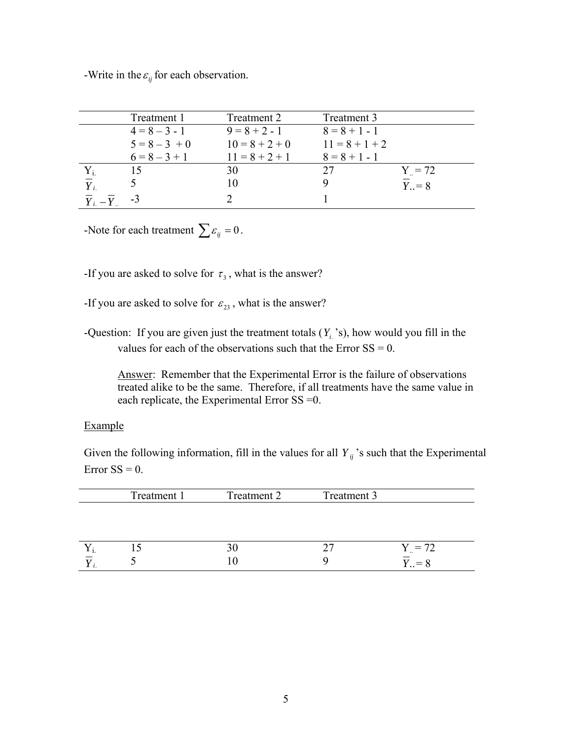-Write in the $\varepsilon_{ij}$ for each observation.

| | Treatment 1 | Treatment 2 | Treatment 3 | |
|---|---|---|---|---|
| | 4 = 8 – 3 - 1 | 9 = 8 + 2 - 1 | 8 = 8 + 1 - 1 | |
| | 5 = 8 – 3 + 0 | 10 = 8 + 2 + 0 | 11 = 8 + 1 + 2 | |
| | 6 = 8 – 3 + 1 | 11 = 8 + 2 + 1 | 8 = 8 + 1 - 1 | |
| $Y_{i.}$ | 15 | 30 | 27 | $Y_{..} = 72$ |
| $\overline{Y}_{i.}$ | 5 | 10 | 9 | $\overline{Y}_{..} = 8$ |
| $\overline{Y}_{i.} - \overline{Y}_{..}$ | -3 | 2 | 1 | |

-Note for each treatment $\sum \varepsilon_{ij} = 0$.

-If you are asked to solve for $\tau_3$, what is the answer?

-If you are asked to solve for $\varepsilon_{23}$, what is the answer?

-Question: If you are given just the treatment totals ($Y_{i.}$'s), how would you fill in the values for each of the observations such that the Error SS = 0.

Answer: Remember that the Experimental Error is the failure of observations treated alike to be the same. Therefore, if all treatments have the same value in each replicate, the Experimental Error SS =0.

Example

Given the following information, fill in the values for all $Y_{ij}$'s such that the Experimental Error SS = 0.

| | Treatment 1 | Treatment 2 | Treatment 3 | |
|---|---|---|---|---|
| | | | | |
| | | | | |
| | | | | |
| $Y_{i.}$ | 15 | 30 | 27 | $Y_{..} = 72$ |
| $\overline{Y}_{i.}$ | 5 | 10 | 9 | $\overline{Y}_{..} = 8$ |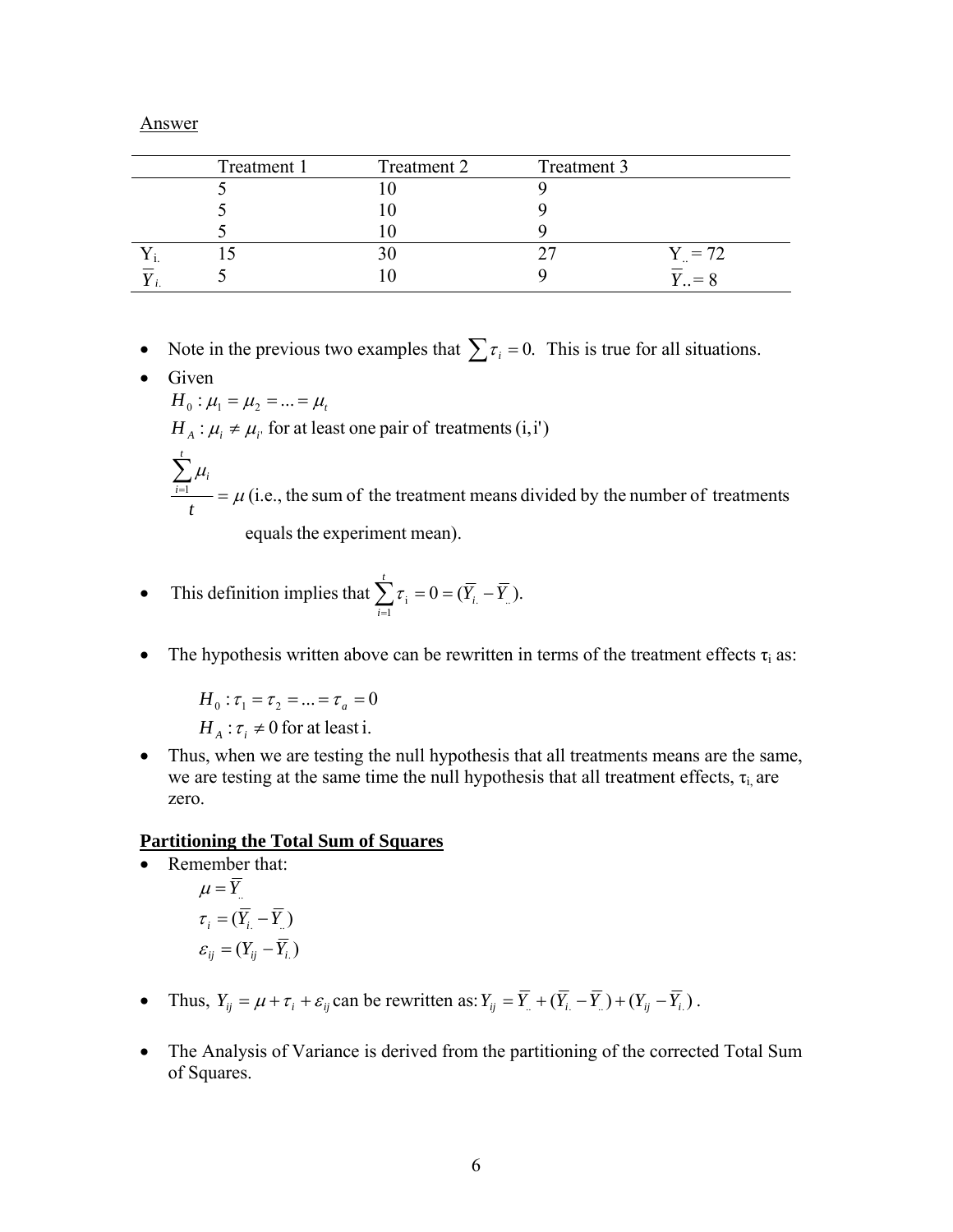Answer

| | Treatment 1 | Treatment 2 | Treatment 3 | |
|---|---|---|---|---|
| | 5 | 10 | 9 | |
| | 5 | 10 | 9 | |
| | 5 | 10 | 9 | |
| $Y_{i.}$ | 15 | 30 | 27 | $Y_{..} = 72$ |
| $\overline{Y}_{i.}$ | 5 | 10 | 9 | $\overline{Y}_{..} = 8$ |

- Note in the previous two examples that $\sum \tau_i = 0$. This is true for all situations.
- Given

  $H_0 : \mu_1 = \mu_2 = ... = \mu_t$

  $H_A : \mu_i \neq \mu_{i'}$ for at least one pair of treatments (i,i')

  $\dfrac{\sum_{i=1}^{t} \mu_i}{t} = \mu$ (i.e., the sum of the treatment means divided by the number of treatments equals the experiment mean).

- This definition implies that $\sum_{i=1}^{t} \tau_i = 0 = (\overline{Y}_{i.} - \overline{Y}_{..})$.

- The hypothesis written above can be rewritten in terms of the treatment effects $\tau_i$ as:

  $H_0 : \tau_1 = \tau_2 = ... = \tau_a = 0$

  $H_A : \tau_i \neq 0$ for at least i.

- Thus, when we are testing the null hypothesis that all treatments means are the same, we are testing at the same time the null hypothesis that all treatment effects, $\tau_i$, are zero.

**Partitioning the Total Sum of Squares**

- Remember that:

  $\mu = \overline{Y}_{..}$

  $\tau_i = (\overline{Y}_{i.} - \overline{Y}_{..})$

  $\varepsilon_{ij} = (Y_{ij} - \overline{Y}_{i.})$

- Thus, $Y_{ij} = \mu + \tau_i + \varepsilon_{ij}$ can be rewritten as: $Y_{ij} = \overline{Y}_{..} + (\overline{Y}_{i.} - \overline{Y}_{..}) + (Y_{ij} - \overline{Y}_{i.})$.

- The Analysis of Variance is derived from the partitioning of the corrected Total Sum of Squares.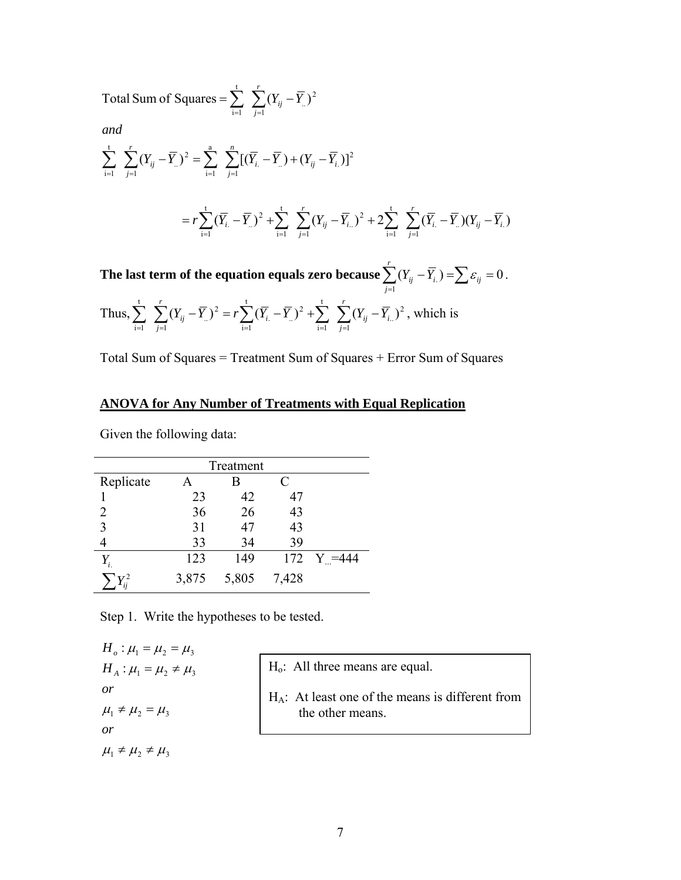$$\text{Total Sum of Squares} = \sum_{i=1}^{t} \sum_{j=1}^{r} (Y_{ij} - \overline{Y}_{..})^2$$

*and*

$$\sum_{i=1}^{t} \sum_{j=1}^{r} (Y_{ij} - \overline{Y}_{..})^2 = \sum_{i=1}^{a} \sum_{j=1}^{n} [(\overline{Y}_{i.} - \overline{Y}_{..}) + (Y_{ij} - \overline{Y}_{i.})]^2$$

$$= r\sum_{i=1}^{t} (\overline{Y}_{i.} - \overline{Y}_{..})^2 + \sum_{i=1}^{t} \sum_{j=1}^{r} (Y_{ij} - \overline{Y}_{i..})^2 + 2\sum_{i=1}^{t} \sum_{j=1}^{r} (\overline{Y}_{i.} - \overline{Y}_{..})(Y_{ij} - \overline{Y}_{i.})$$

**The last term of the equation equals zero because** $\sum_{j=1}^{r} (Y_{ij} - \overline{Y}_{i.}) = \sum \varepsilon_{ij} = 0$.

Thus, $\sum_{i=1}^{t} \sum_{j=1}^{r} (Y_{ij} - \overline{Y}_{..})^2 = r\sum_{i=1}^{t} (\overline{Y}_{i.} - \overline{Y}_{..})^2 + \sum_{i=1}^{t} \sum_{j=1}^{r} (Y_{ij} - \overline{Y}_{i..})^2$, which is

Total Sum of Squares = Treatment Sum of Squares + Error Sum of Squares

## ANOVA for Any Number of Treatments with Equal Replication

Given the following data:

| | Treatment | | | |
|---|---|---|---|---|
| Replicate | A | B | C | |
| 1 | 23 | 42 | 47 | |
| 2 | 36 | 26 | 43 | |
| 3 | 31 | 47 | 43 | |
| 4 | 33 | 34 | 39 | |
| $Y_{i.}$ | 123 | 149 | 172 | $Y_{..}$=444 |
| $\sum Y_{ij}^2$ | 3,875 | 5,805 | 7,428 | |

Step 1. Write the hypotheses to be tested.

$H_o: \mu_1 = \mu_2 = \mu_3$

$H_A: \mu_1 = \mu_2 \neq \mu_3$

*or*

$\mu_1 \neq \mu_2 = \mu_3$

*or*

$\mu_1 \neq \mu_2 \neq \mu_3$

> $H_o$: All three means are equal.
>
> $H_A$: At least one of the means is different from the other means.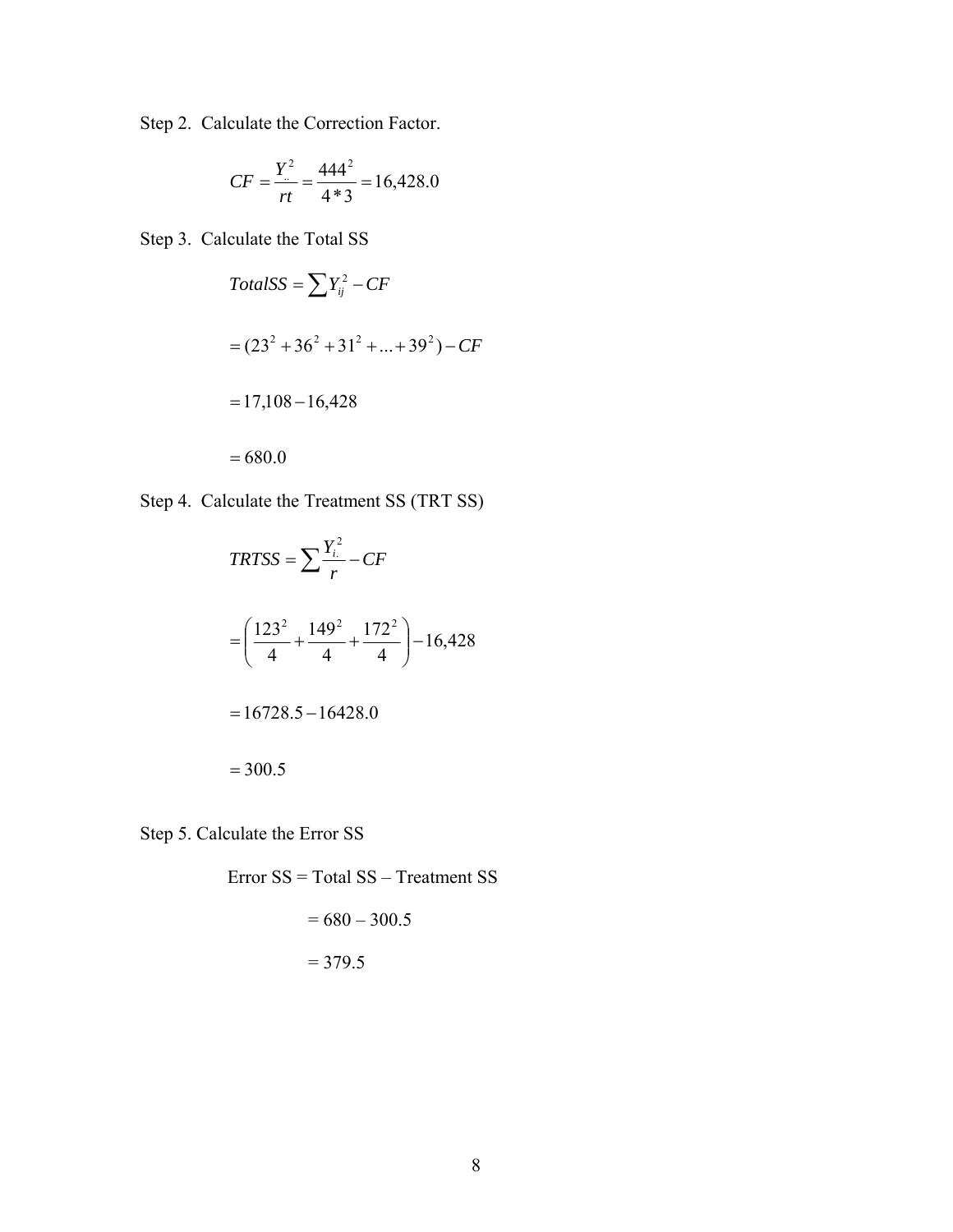Step 2. Calculate the Correction Factor.

$$CF = \frac{Y_{..}^2}{rt} = \frac{444^2}{4*3} = 16{,}428.0$$

Step 3. Calculate the Total SS

$$TotalSS = \sum Y_{ij}^2 - CF$$

$$= (23^2 + 36^2 + 31^2 + ... + 39^2) - CF$$

$$= 17{,}108 - 16{,}428$$

$$= 680.0$$

Step 4. Calculate the Treatment SS (TRT SS)

$$TRTSS = \sum \frac{Y_{i.}^2}{r} - CF$$

$$= \left( \frac{123^2}{4} + \frac{149^2}{4} + \frac{172^2}{4} \right) - 16{,}428$$

$$= 16728.5 - 16428.0$$

$$= 300.5$$

Step 5. Calculate the Error SS

Error SS = Total SS – Treatment SS

= 680 – 300.5

= 379.5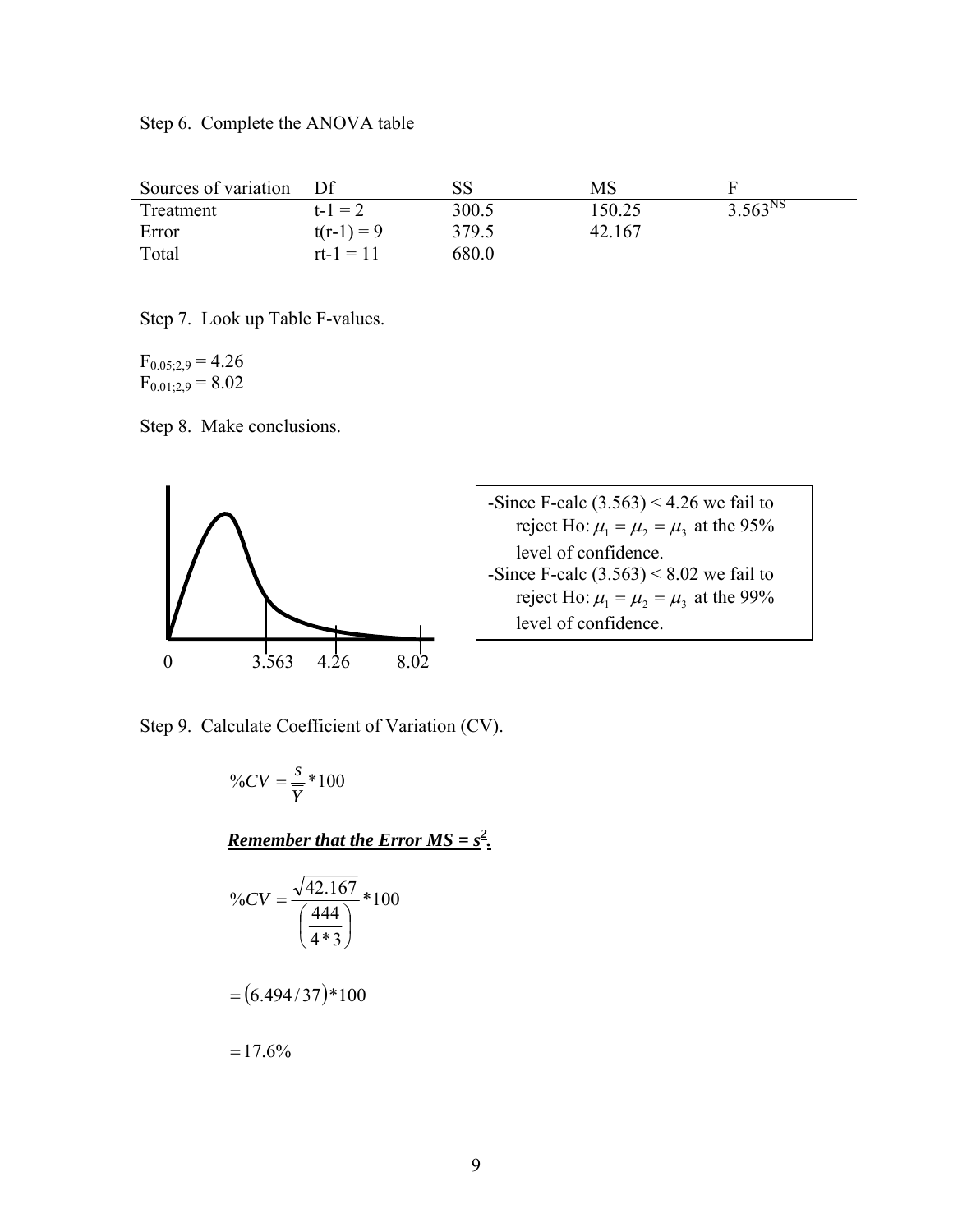Step 6. Complete the ANOVA table

| Sources of variation | Df | SS | MS | F |
|---|---|---|---|---|
| Treatment | t-1 = 2 | 300.5 | 150.25 | $3.563^{NS}$ |
| Error | t(r-1) = 9 | 379.5 | 42.167 | |
| Total | rt-1 = 11 | 680.0 | | |

Step 7. Look up Table F-values.

$F_{0.05;2,9} = 4.26$
$F_{0.01;2,9} = 8.02$

Step 8. Make conclusions.

0 3.563 4.26 8.02

-Since F-calc (3.563) < 4.26 we fail to reject Ho: $\mu_1 = \mu_2 = \mu_3$ at the 95% level of confidence.
-Since F-calc (3.563) < 8.02 we fail to reject Ho: $\mu_1 = \mu_2 = \mu_3$ at the 99% level of confidence.

Step 9. Calculate Coefficient of Variation (CV).

$$\%CV = \frac{s}{\overline{\overline{Y}}} * 100$$

***Remember that the Error MS = $s^2$.***

$$\%CV = \frac{\sqrt{42.167}}{\left(\frac{444}{4*3}\right)} * 100$$

$$= (6.494/37)*100$$

$$= 17.6\%$$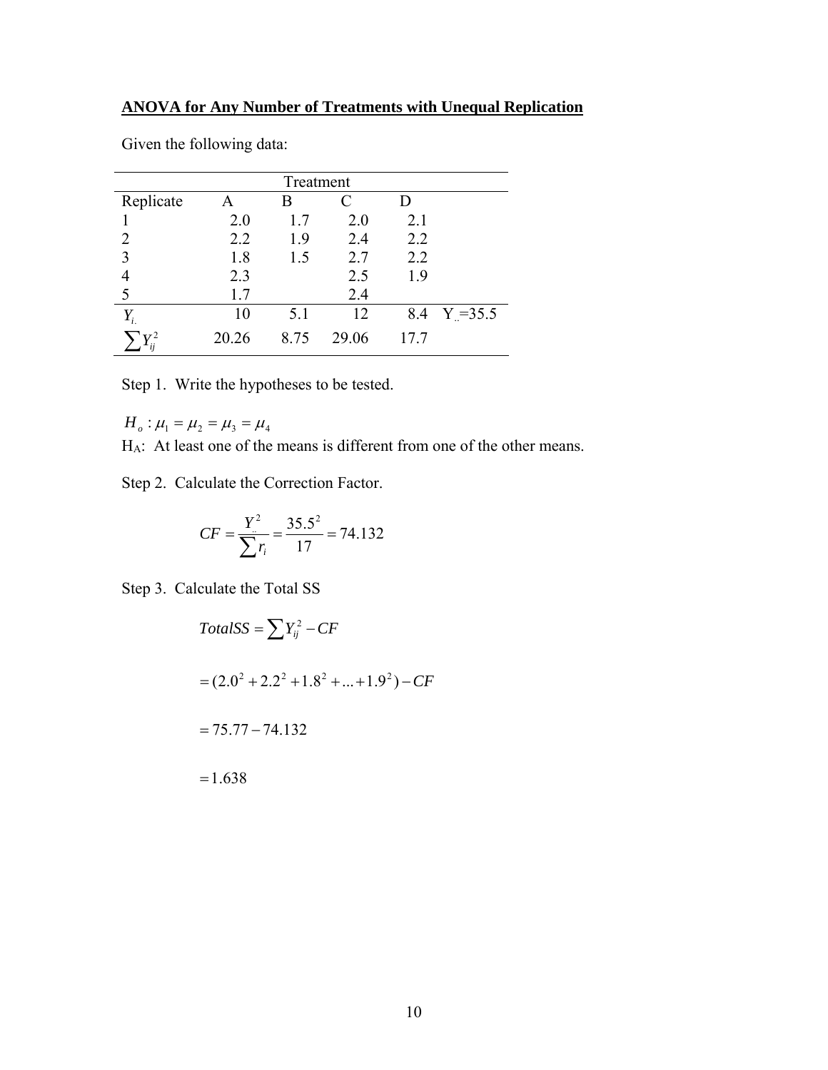**ANOVA for Any Number of Treatments with Unequal Replication**

Given the following data:

| | Treatment | | | | |
|---|---|---|---|---|---|
| Replicate | A | B | C | D | |
| 1 | 2.0 | 1.7 | 2.0 | 2.1 | |
| 2 | 2.2 | 1.9 | 2.4 | 2.2 | |
| 3 | 1.8 | 1.5 | 2.7 | 2.2 | |
| 4 | 2.3 | | 2.5 | 1.9 | |
| 5 | 1.7 | | 2.4 | | |
| $Y_{i.}$ | 10 | 5.1 | 12 | 8.4 | $Y_{..}$=35.5 |
| $\sum Y_{ij}^2$ | 20.26 | 8.75 | 29.06 | 17.7 | |

Step 1. Write the hypotheses to be tested.

$H_o: \mu_1 = \mu_2 = \mu_3 = \mu_4$

$H_A$: At least one of the means is different from one of the other means.

Step 2. Calculate the Correction Factor.

$$CF = \frac{Y_{..}^2}{\sum r_i} = \frac{35.5^2}{17} = 74.132$$

Step 3. Calculate the Total SS

$$TotalSS = \sum Y_{ij}^2 - CF$$

$$= (2.0^2 + 2.2^2 + 1.8^2 + ... + 1.9^2) - CF$$

$$= 75.77 - 74.132$$

$$= 1.638$$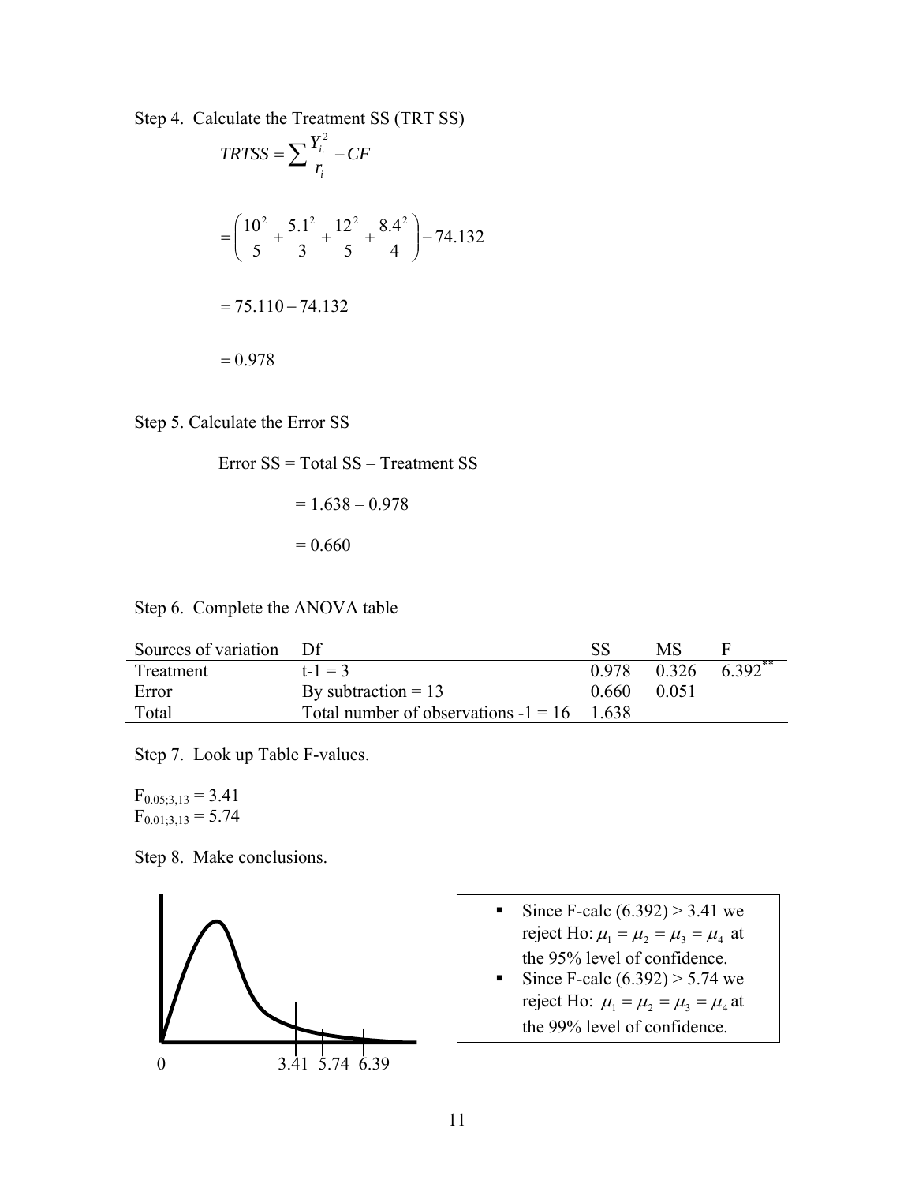Step 4. Calculate the Treatment SS (TRT SS)

$$TRTSS = \sum \frac{Y_{i.}^2}{r_i} - CF$$

$$= \left( \frac{10^2}{5} + \frac{5.1^2}{3} + \frac{12^2}{5} + \frac{8.4^2}{4} \right) - 74.132$$

$$= 75.110 - 74.132$$

$$= 0.978$$

Step 5. Calculate the Error SS

Error SS = Total SS – Treatment SS

= 1.638 – 0.978

= 0.660

Step 6. Complete the ANOVA table

| Sources of variation | Df | SS | MS | F |
|---|---|---|---|---|
| Treatment | t-1 = 3 | 0.978 | 0.326 | 6.392** |
| Error | By subtraction = 13 | 0.660 | 0.051 | |
| Total | Total number of observations -1 = 16 | 1.638 | | |

Step 7. Look up Table F-values.

$F_{0.05;3,13} = 3.41$
$F_{0.01;3,13} = 5.74$

Step 8. Make conclusions.

0 3.41 5.74 6.39

- Since F-calc (6.392) > 3.41 we reject Ho: $\mu_1 = \mu_2 = \mu_3 = \mu_4$ at the 95% level of confidence.
- Since F-calc (6.392) > 5.74 we reject Ho: $\mu_1 = \mu_2 = \mu_3 = \mu_4$ at the 99% level of confidence.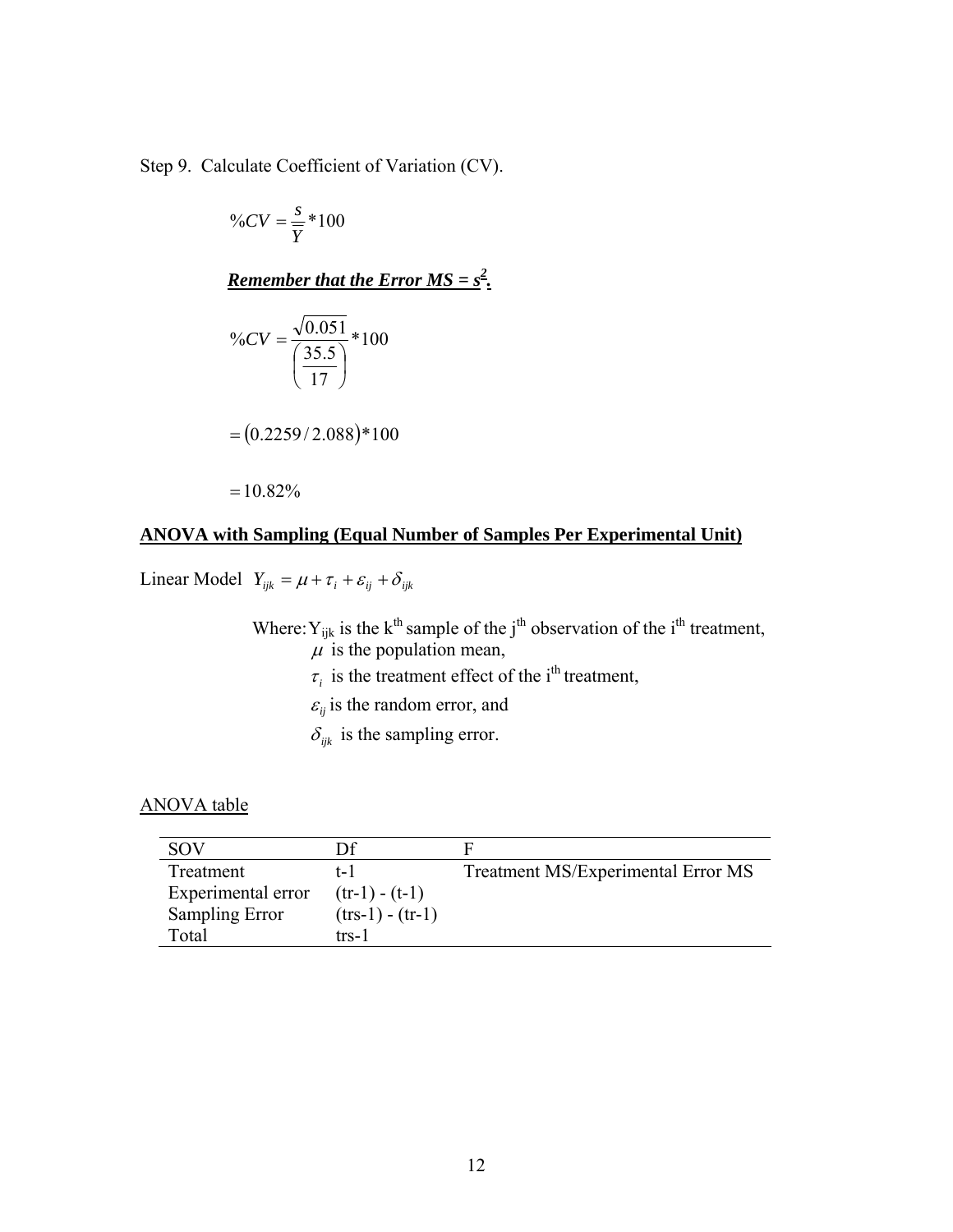Step 9. Calculate Coefficient of Variation (CV).

$$\%CV = \frac{s}{\overline{Y}} * 100$$

***Remember that the Error MS = $s^2$.***

$$\%CV = \frac{\sqrt{0.051}}{\left(\frac{35.5}{17}\right)} * 100$$

$$= (0.2259 / 2.088) * 100$$

$$= 10.82\%$$

## ANOVA with Sampling (Equal Number of Samples Per Experimental Unit)

Linear Model $Y_{ijk} = \mu + \tau_i + \varepsilon_{ij} + \delta_{ijk}$

Where: $Y_{ijk}$ is the $k^{th}$ sample of the $j^{th}$ observation of the $i^{th}$ treatment,
$\mu$ is the population mean,
$\tau_i$ is the treatment effect of the $i^{th}$ treatment,
$\varepsilon_{ij}$ is the random error, and
$\delta_{ijk}$ is the sampling error.

ANOVA table

| SOV | Df | F |
|---|---|---|
| Treatment | t-1 | Treatment MS/Experimental Error MS |
| Experimental error | (tr-1) - (t-1) | |
| Sampling Error | (trs-1) - (tr-1) | |
| Total | trs-1 | |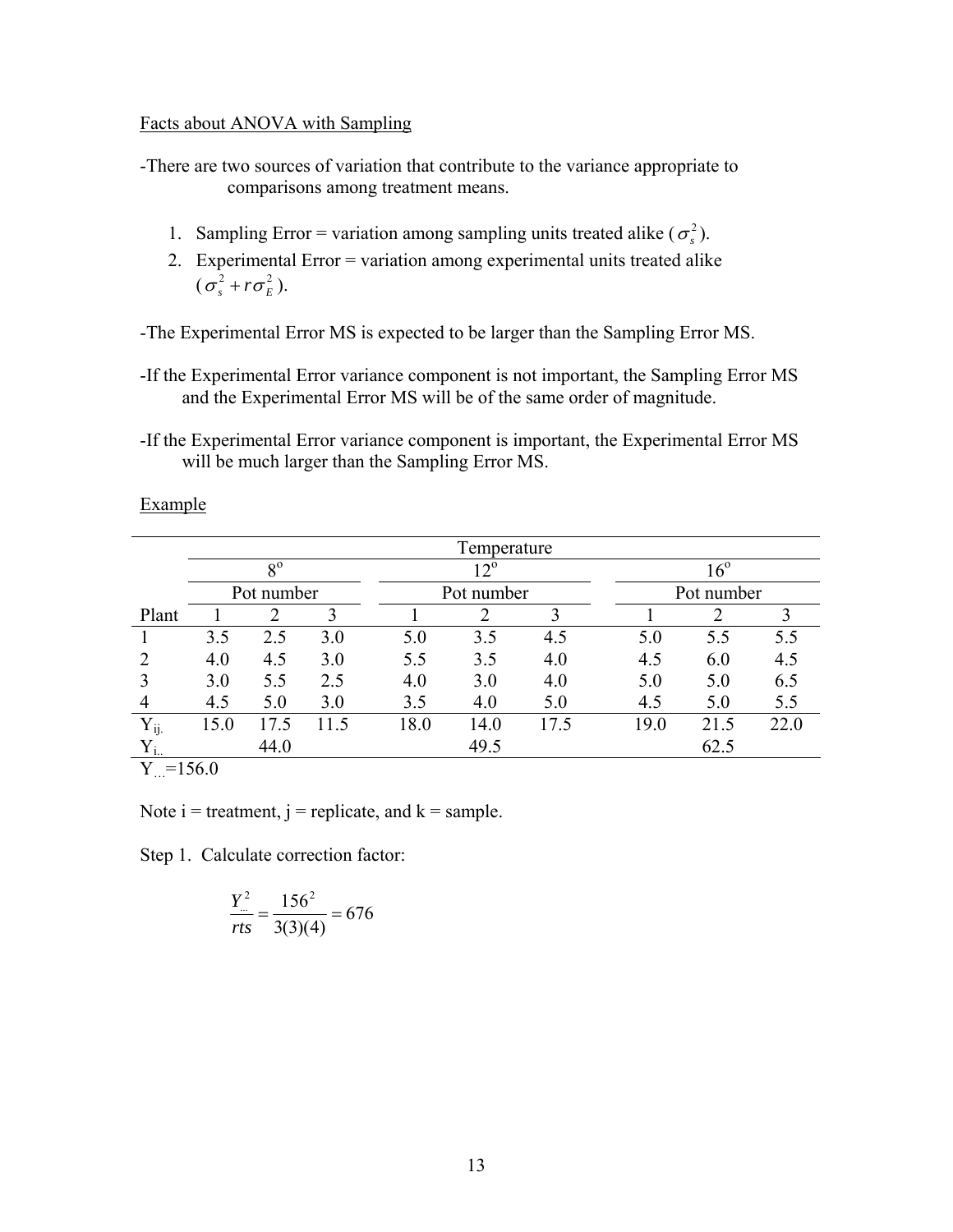Facts about ANOVA with Sampling

-There are two sources of variation that contribute to the variance appropriate to comparisons among treatment means.

1. Sampling Error = variation among sampling units treated alike ($\sigma_s^2$).
2. Experimental Error = variation among experimental units treated alike ($\sigma_s^2 + r\sigma_E^2$).

-The Experimental Error MS is expected to be larger than the Sampling Error MS.

-If the Experimental Error variance component is not important, the Sampling Error MS and the Experimental Error MS will be of the same order of magnitude.

-If the Experimental Error variance component is important, the Experimental Error MS will be much larger than the Sampling Error MS.

Example

| | Temperature | | | | | | | | |
|---|---|---|---|---|---|---|---|---|---|
| | 8° | | | 12° | | | 16° | | |
| | Pot number | | | Pot number | | | Pot number | | |
| Plant | 1 | 2 | 3 | 1 | 2 | 3 | 1 | 2 | 3 |
| 1 | 3.5 | 2.5 | 3.0 | 5.0 | 3.5 | 4.5 | 5.0 | 5.5 | 5.5 |
| 2 | 4.0 | 4.5 | 3.0 | 5.5 | 3.5 | 4.0 | 4.5 | 6.0 | 4.5 |
| 3 | 3.0 | 5.5 | 2.5 | 4.0 | 3.0 | 4.0 | 5.0 | 5.0 | 6.5 |
| 4 | 4.5 | 5.0 | 3.0 | 3.5 | 4.0 | 5.0 | 4.5 | 5.0 | 5.5 |
| $Y_{ij.}$ | 15.0 | 17.5 | 11.5 | 18.0 | 14.0 | 17.5 | 19.0 | 21.5 | 22.0 |
| $Y_{i..}$ | | 44.0 | | | 49.5 | | | 62.5 | |

$Y_{...}=156.0$

Note i = treatment, j = replicate, and k = sample.

Step 1. Calculate correction factor:

$$\frac{Y_{...}^2}{rts} = \frac{156^2}{3(3)(4)} = 676$$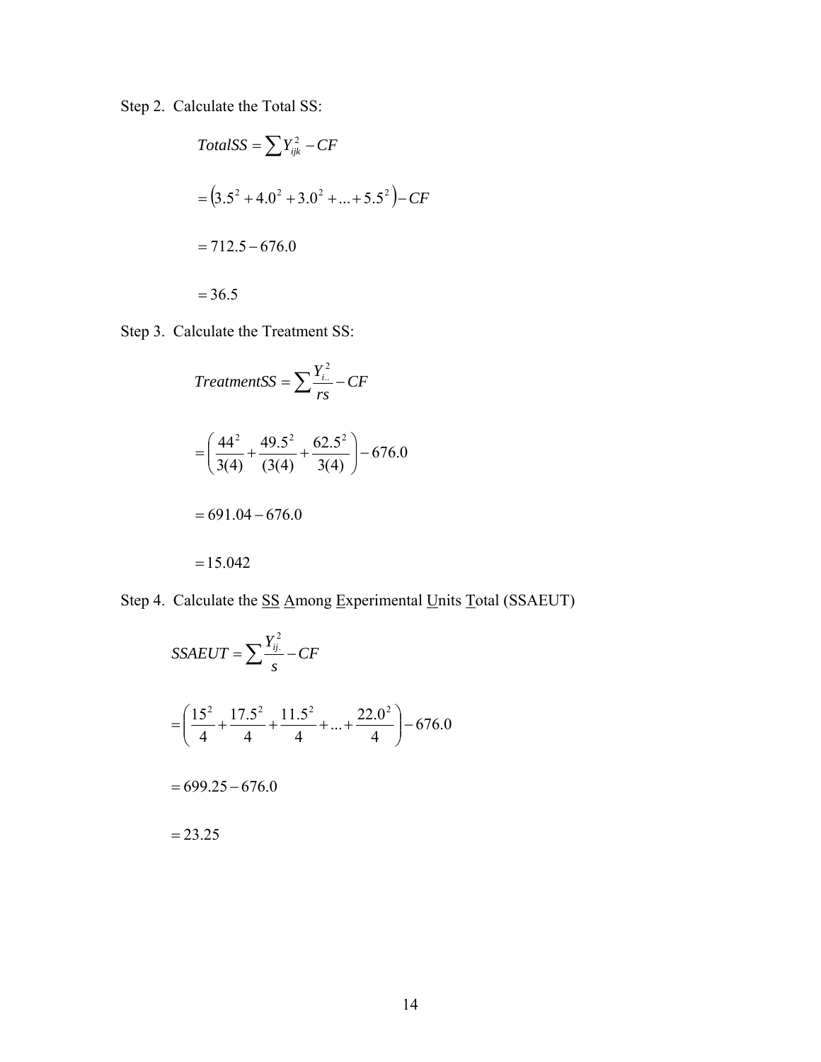Step 2. Calculate the Total SS:

$$TotalSS = \sum Y_{ijk}^2 - CF$$

$$= \left(3.5^2 + 4.0^2 + 3.0^2 + ... + 5.5^2\right) - CF$$

$$= 712.5 - 676.0$$

$$= 36.5$$

Step 3. Calculate the Treatment SS:

$$TreatmentSS = \sum \frac{Y_{i..}^2}{rs} - CF$$

$$= \left(\frac{44^2}{3(4)} + \frac{49.5^2}{(3(4)} + \frac{62.5^2}{3(4)}\right) - 676.0$$

$$= 691.04 - 676.0$$

$$= 15.042$$

Step 4. Calculate the <u>SS</u> <u>A</u>mong <u>E</u>xperimental <u>U</u>nits <u>T</u>otal (SSAEUT)

$$SSAEUT = \sum \frac{Y_{ij.}^2}{s} - CF$$

$$= \left(\frac{15^2}{4} + \frac{17.5^2}{4} + \frac{11.5^2}{4} + ... + \frac{22.0^2}{4}\right) - 676.0$$

$$= 699.25 - 676.0$$

$$= 23.25$$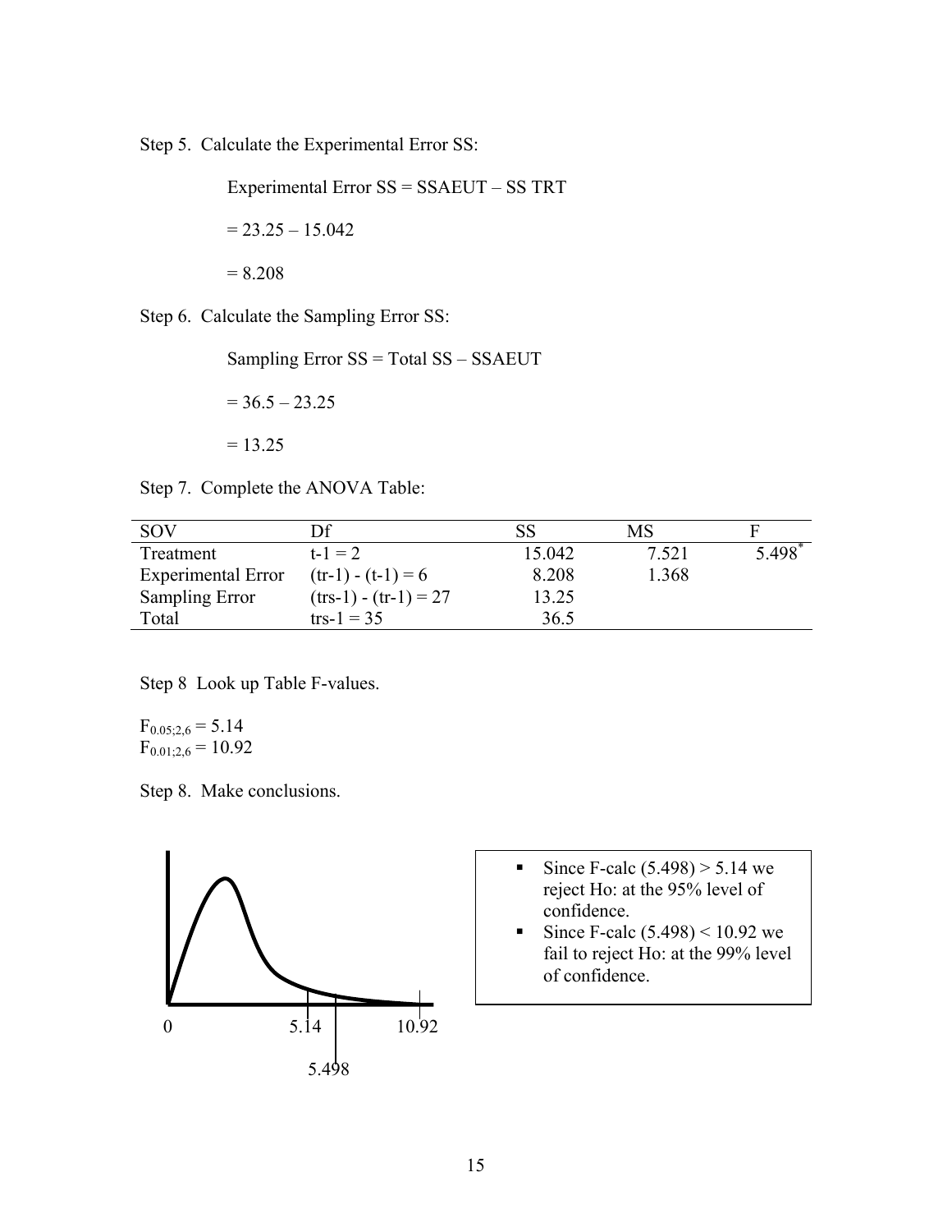Step 5. Calculate the Experimental Error SS:

Experimental Error SS = SSAEUT – SS TRT

= 23.25 – 15.042

= 8.208

Step 6. Calculate the Sampling Error SS:

Sampling Error SS = Total SS – SSAEUT

= 36.5 – 23.25

= 13.25

Step 7. Complete the ANOVA Table:

| SOV | Df | SS | MS | F |
|---|---|---|---|---|
| Treatment | t-1 = 2 | 15.042 | 7.521 | 5.498* |
| Experimental Error | (tr-1) - (t-1) = 6 | 8.208 | 1.368 | |
| Sampling Error | (trs-1) - (tr-1) = 27 | 13.25 | | |
| Total | trs-1 = 35 | 36.5 | | |

Step 8 Look up Table F-values.

$F_{0.05;2,6} = 5.14$
$F_{0.01;2,6} = 10.92$

Step 8. Make conclusions.

0 5.14 10.92

5.498

- Since F-calc (5.498) > 5.14 we reject Ho: at the 95% level of confidence.
- Since F-calc (5.498) < 10.92 we fail to reject Ho: at the 99% level of confidence.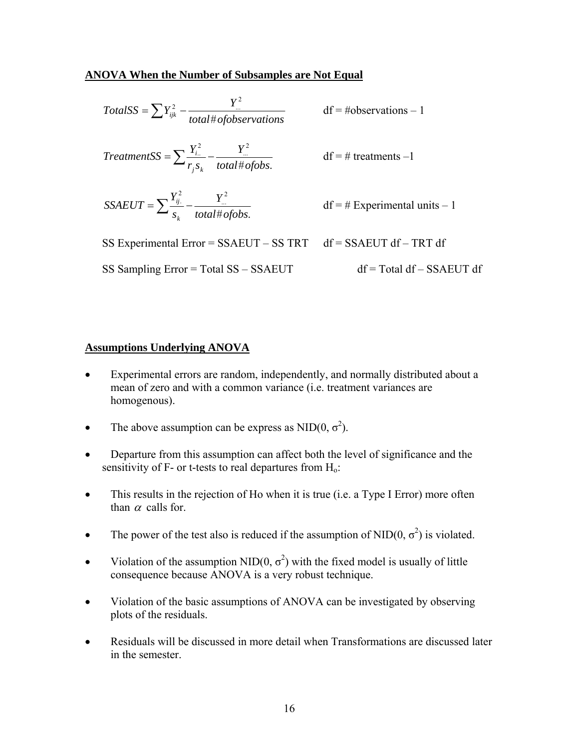## ANOVA When the Number of Subsamples are Not Equal

$$TotalSS = \sum Y_{ijk}^2 - \frac{Y_{...}^2}{total\#ofobservations}$$

df = #observations – 1

$$TreatmentSS = \sum \frac{Y_{i..}^2}{r_j s_k} - \frac{Y_{...}^2}{total\#ofobs.}$$

df = # treatments –1

$$SSAEUT = \sum \frac{Y_{ij.}^2}{s_k} - \frac{Y_{...}^2}{total\#ofobs.}$$

df = # Experimental units – 1

SS Experimental Error = SSAEUT – SS TRT     df = SSAEUT df – TRT df

SS Sampling Error = Total SS – SSAEUT     df = Total df – SSAEUT df

## Assumptions Underlying ANOVA

- Experimental errors are random, independently, and normally distributed about a mean of zero and with a common variance (i.e. treatment variances are homogenous).
- The above assumption can be express as NID(0, $\sigma^2$).
- Departure from this assumption can affect both the level of significance and the sensitivity of F- or t-tests to real departures from $H_o$:
- This results in the rejection of Ho when it is true (i.e. a Type I Error) more often than $\alpha$ calls for.
- The power of the test also is reduced if the assumption of NID(0, $\sigma^2$) is violated.
- Violation of the assumption NID(0, $\sigma^2$) with the fixed model is usually of little consequence because ANOVA is a very robust technique.
- Violation of the basic assumptions of ANOVA can be investigated by observing plots of the residuals.
- Residuals will be discussed in more detail when Transformations are discussed later in the semester.